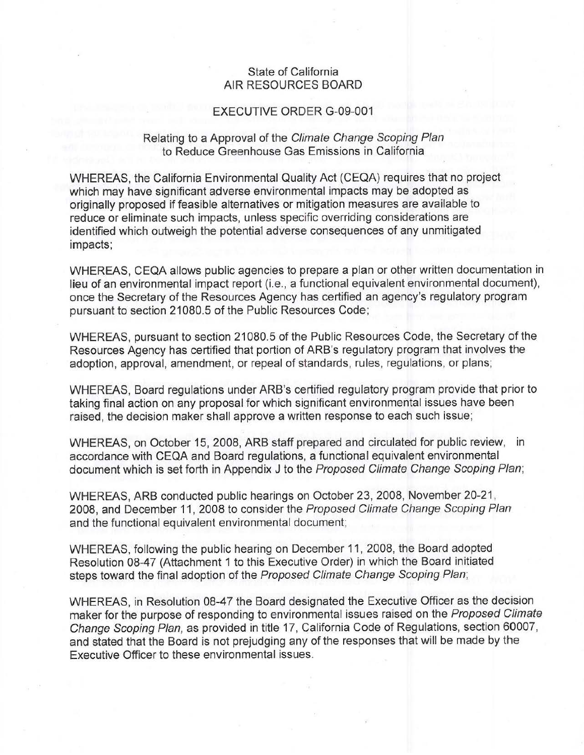State of California
AIR RESOURCES BOARD

EXECUTIVE ORDER G-09-001

Relating to a Approval of the *Climate Change Scoping Plan* to Reduce Greenhouse Gas Emissions in California

WHEREAS, the California Environmental Quality Act (CEQA) requires that no project which may have significant adverse environmental impacts may be adopted as originally proposed if feasible alternatives or mitigation measures are available to reduce or eliminate such impacts, unless specific overriding considerations are identified which outweigh the potential adverse consequences of any unmitigated impacts;

WHEREAS, CEQA allows public agencies to prepare a plan or other written documentation in lieu of an environmental impact report (i.e., a functional equivalent environmental document), once the Secretary of the Resources Agency has certified an agency's regulatory program pursuant to section 21080.5 of the Public Resources Code;

WHEREAS, pursuant to section 21080.5 of the Public Resources Code, the Secretary of the Resources Agency has certified that portion of ARB's regulatory program that involves the adoption, approval, amendment, or repeal of standards, rules, regulations, or plans;

WHEREAS, Board regulations under ARB's certified regulatory program provide that prior to taking final action on any proposal for which significant environmental issues have been raised, the decision maker shall approve a written response to each such issue;

WHEREAS, on October 15, 2008, ARB staff prepared and circulated for public review, in accordance with CEQA and Board regulations, a functional equivalent environmental document which is set forth in Appendix J to the *Proposed Climate Change Scoping Plan*;

WHEREAS, ARB conducted public hearings on October 23, 2008, November 20-21, 2008, and December 11, 2008 to consider the *Proposed Climate Change Scoping Plan* and the functional equivalent environmental document;

WHEREAS, following the public hearing on December 11, 2008, the Board adopted Resolution 08-47 (Attachment 1 to this Executive Order) in which the Board initiated steps toward the final adoption of the *Proposed Climate Change Scoping Plan*;

WHEREAS, in Resolution 08-47 the Board designated the Executive Officer as the decision maker for the purpose of responding to environmental issues raised on the *Proposed Climate Change Scoping Plan,* as provided in title 17, California Code of Regulations, section 60007, and stated that the Board is not prejudging any of the responses that will be made by the Executive Officer to these environmental issues.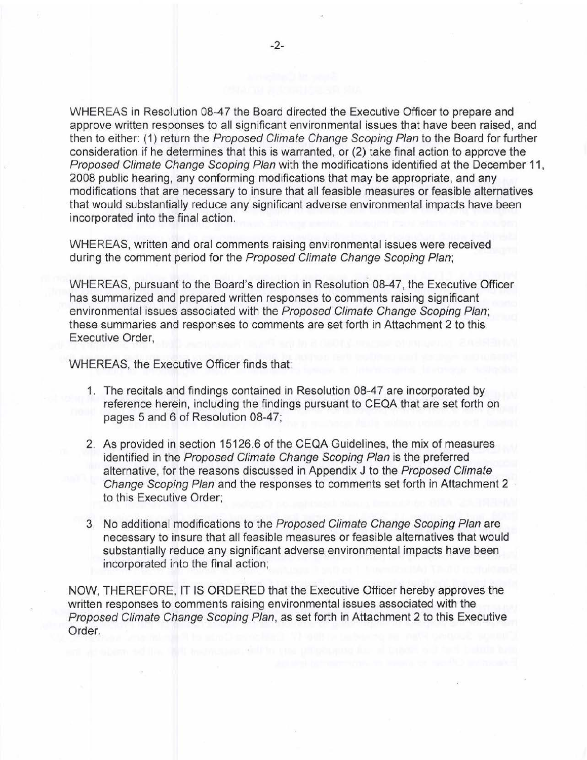WHEREAS in Resolution 08-47 the Board directed the Executive Officer to prepare and approve written responses to all significant environmental issues that have been raised, and then to either: (1) return the *Proposed Climate Change Scoping Plan* to the Board for further consideration if he determines that this is warranted, or (2) take final action to approve the *Proposed Climate Change Scoping Plan* with the modifications identified at the December 11, 2008 public hearing, any conforming modifications that may be appropriate, and any modifications that are necessary to insure that all feasible measures or feasible alternatives that would substantially reduce any significant adverse environmental impacts have been incorporated into the final action.

WHEREAS, written and oral comments raising environmental issues were received during the comment period for the *Proposed Climate Change Scoping Plan*;

WHEREAS, pursuant to the Board's direction in Resolution 08-47, the Executive Officer has summarized and prepared written responses to comments raising significant environmental issues associated with the *Proposed Climate Change Scoping Plan*; these summaries and responses to comments are set forth in Attachment 2 to this Executive Order,

WHEREAS, the Executive Officer finds that:

1. The recitals and findings contained in Resolution 08-47 are incorporated by reference herein, including the findings pursuant to CEQA that are set forth on pages 5 and 6 of Resolution 08-47;

2. As provided in section 15126.6 of the CEQA Guidelines, the mix of measures identified in the *Proposed Climate Change Scoping Plan* is the preferred alternative, for the reasons discussed in Appendix J to the *Proposed Climate Change Scoping Plan* and the responses to comments set forth in Attachment 2 to this Executive Order;

3. No additional modifications to the *Proposed Climate Change Scoping Plan* are necessary to insure that all feasible measures or feasible alternatives that would substantially reduce any significant adverse environmental impacts have been incorporated into the final action;

NOW, THEREFORE, IT IS ORDERED that the Executive Officer hereby approves the written responses to comments raising environmental issues associated with the *Proposed Climate Change Scoping Plan*, as set forth in Attachment 2 to this Executive Order.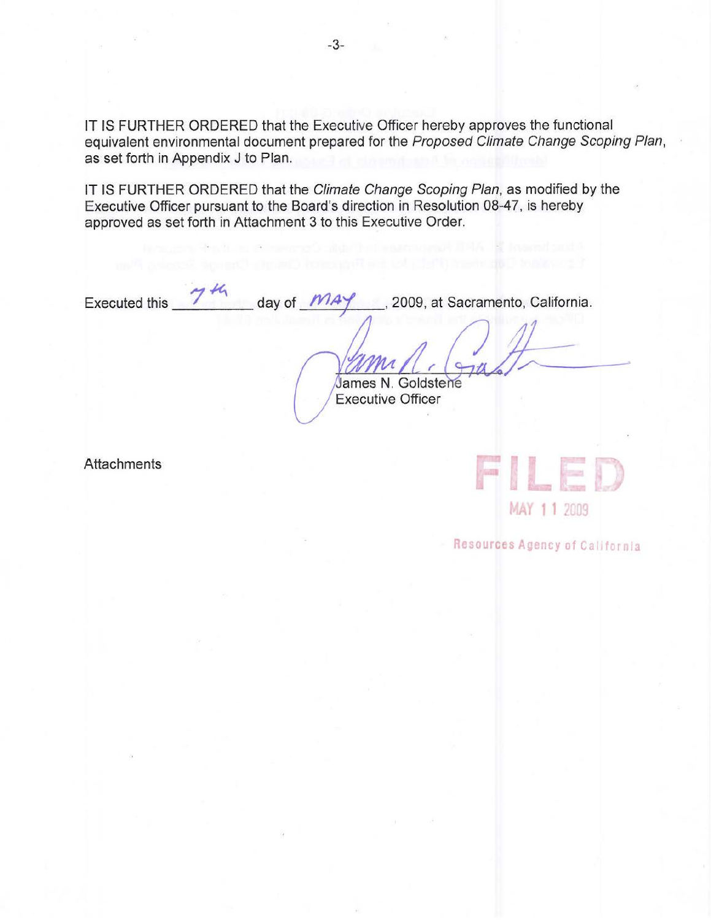IT IS FURTHER ORDERED that the Executive Officer hereby approves the functional equivalent environmental document prepared for the *Proposed Climate Change Scoping Plan*, as set forth in Appendix J to Plan.

IT IS FURTHER ORDERED that the *Climate Change Scoping Plan*, as modified by the Executive Officer pursuant to the Board's direction in Resolution 08-47, is hereby approved as set forth in Attachment 3 to this Executive Order.

Executed this 7th day of MAY, 2009, at Sacramento, California.

James N. Goldstene
Executive Officer

Attachments

FILED
MAY 11 2009
Resources Agency of California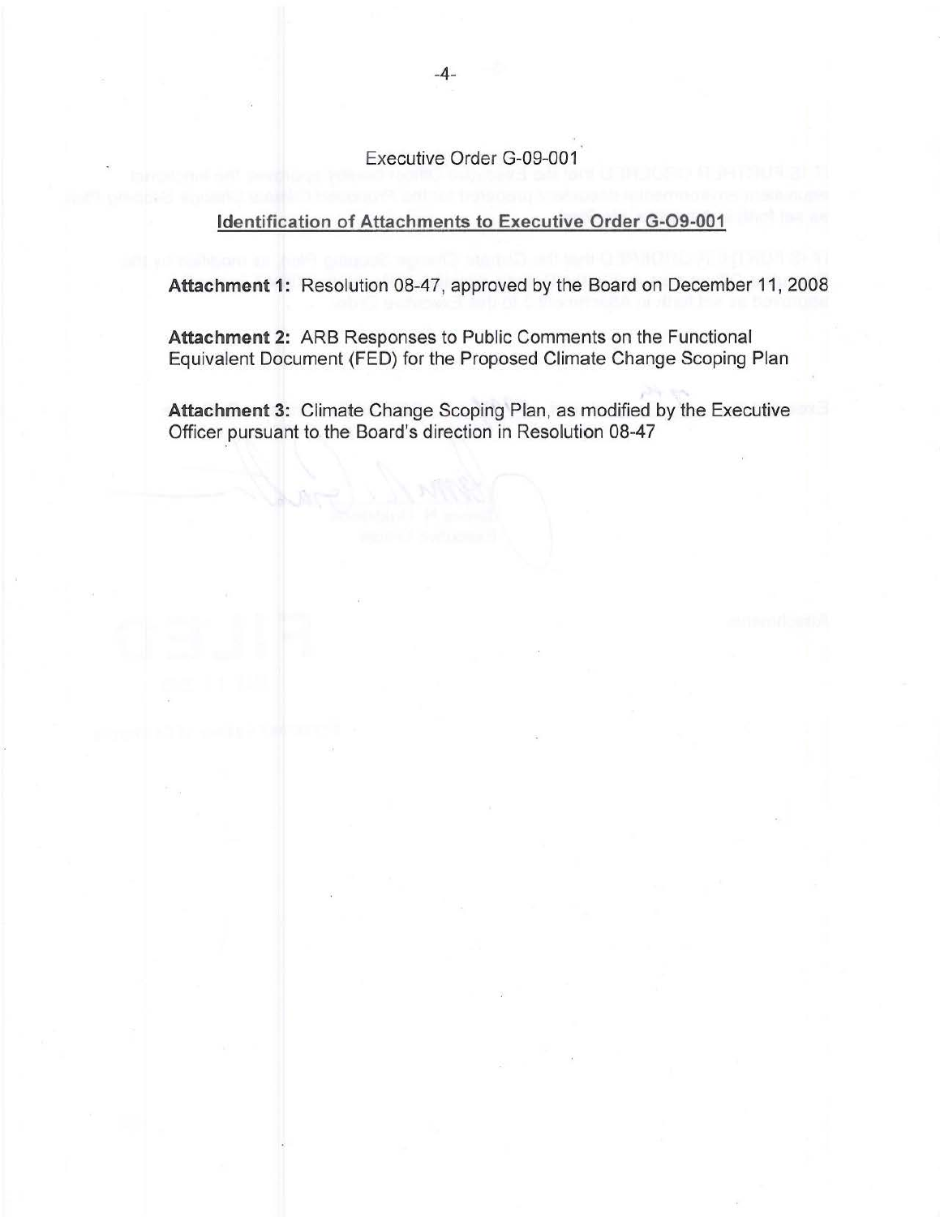Executive Order G-09-001

## Identification of Attachments to Executive Order G-O9-001

**Attachment 1:** Resolution 08-47, approved by the Board on December 11, 2008

**Attachment 2:** ARB Responses to Public Comments on the Functional Equivalent Document (FED) for the Proposed Climate Change Scoping Plan

**Attachment 3:** Climate Change Scoping Plan, as modified by the Executive Officer pursuant to the Board's direction in Resolution 08-47